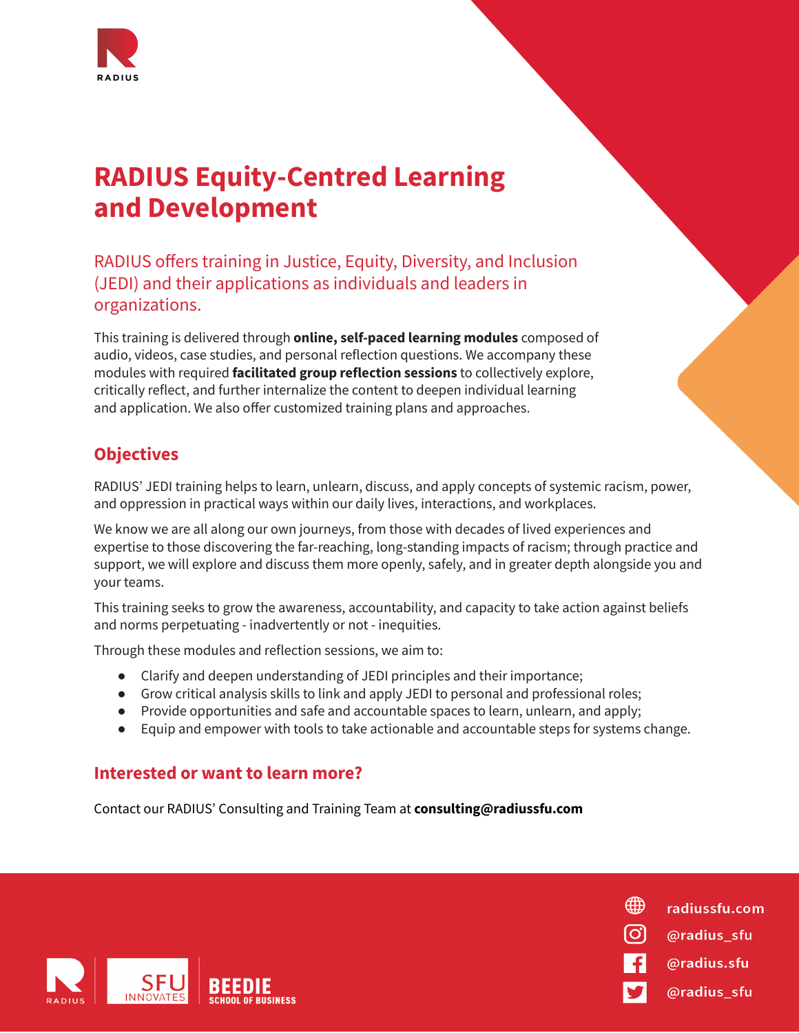RADIUS

# RADIUS Equity-Centred Learning and Development

RADIUS offers training in Justice, Equity, Diversity, and Inclusion (JEDI) and their applications as individuals and leaders in organizations.

This training is delivered through **online, self-paced learning modules** composed of audio, videos, case studies, and personal reflection questions. We accompany these modules with required **facilitated group reflection sessions** to collectively explore, critically reflect, and further internalize the content to deepen individual learning and application. We also offer customized training plans and approaches.

## Objectives

RADIUS' JEDI training helps to learn, unlearn, discuss, and apply concepts of systemic racism, power, and oppression in practical ways within our daily lives, interactions, and workplaces.

We know we are all along our own journeys, from those with decades of lived experiences and expertise to those discovering the far-reaching, long-standing impacts of racism; through practice and support, we will explore and discuss them more openly, safely, and in greater depth alongside you and your teams.

This training seeks to grow the awareness, accountability, and capacity to take action against beliefs and norms perpetuating - inadvertently or not - inequities.

Through these modules and reflection sessions, we aim to:

- Clarify and deepen understanding of JEDI principles and their importance;
- Grow critical analysis skills to link and apply JEDI to personal and professional roles;
- Provide opportunities and safe and accountable spaces to learn, unlearn, and apply;
- Equip and empower with tools to take actionable and accountable steps for systems change.

## Interested or want to learn more?

Contact our RADIUS' Consulting and Training Team at **consulting@radiussfu.com**

RADIUS | SFU INNOVATES | BEEDIE SCHOOL OF BUSINESS

radiussfu.com
@radius_sfu
@radius.sfu
@radius_sfu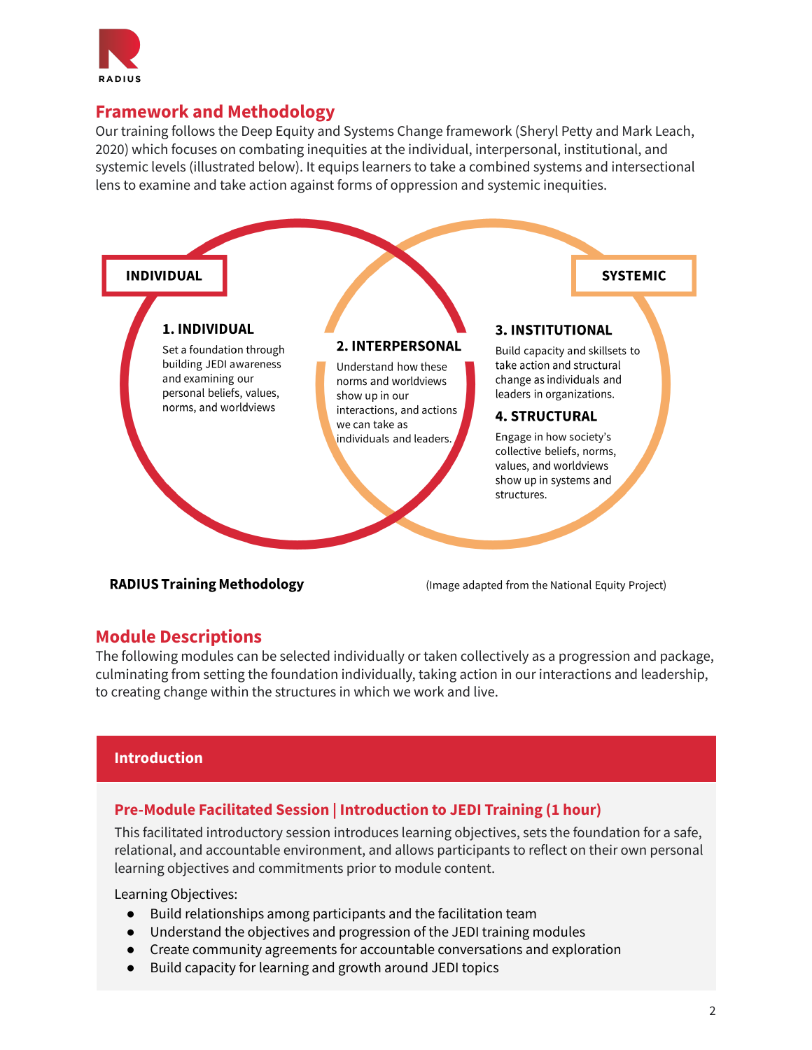## Framework and Methodology

Our training follows the Deep Equity and Systems Change framework (Sheryl Petty and Mark Leach, 2020) which focuses on combating inequities at the individual, interpersonal, institutional, and systemic levels (illustrated below). It equips learners to take a combined systems and intersectional lens to examine and take action against forms of oppression and systemic inequities.

**INDIVIDUAL**

**SYSTEMIC**

**1. INDIVIDUAL**

Set a foundation through building JEDI awareness and examining our personal beliefs, values, norms, and worldviews

**2. INTERPERSONAL**

Understand how these norms and worldviews show up in our interactions, and actions we can take as individuals and leaders.

**3. INSTITUTIONAL**

Build capacity and skillsets to take action and structural change as individuals and leaders in organizations.

**4. STRUCTURAL**

Engage in how society's collective beliefs, norms, values, and worldviews show up in systems and structures.

**RADIUS Training Methodology**

(Image adapted from the National Equity Project)

## Module Descriptions

The following modules can be selected individually or taken collectively as a progression and package, culminating from setting the foundation individually, taking action in our interactions and leadership, to creating change within the structures in which we work and live.

### Introduction

#### Pre-Module Facilitated Session | Introduction to JEDI Training (1 hour)

This facilitated introductory session introduces learning objectives, sets the foundation for a safe, relational, and accountable environment, and allows participants to reflect on their own personal learning objectives and commitments prior to module content.

Learning Objectives:

- Build relationships among participants and the facilitation team
- Understand the objectives and progression of the JEDI training modules
- Create community agreements for accountable conversations and exploration
- Build capacity for learning and growth around JEDI topics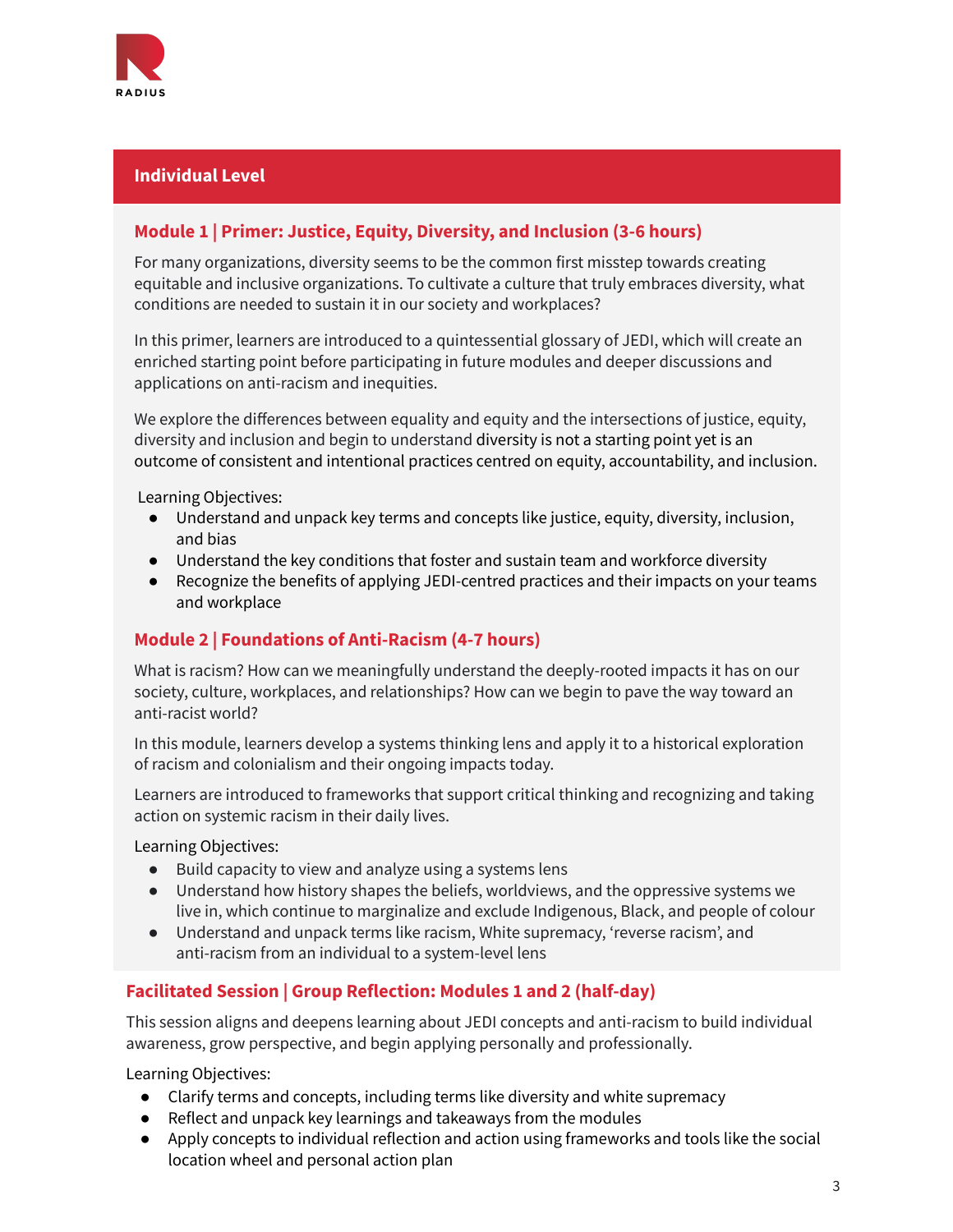## Individual Level

### Module 1 | Primer: Justice, Equity, Diversity, and Inclusion (3-6 hours)

For many organizations, diversity seems to be the common first misstep towards creating equitable and inclusive organizations. To cultivate a culture that truly embraces diversity, what conditions are needed to sustain it in our society and workplaces?

In this primer, learners are introduced to a quintessential glossary of JEDI, which will create an enriched starting point before participating in future modules and deeper discussions and applications on anti-racism and inequities.

We explore the differences between equality and equity and the intersections of justice, equity, diversity and inclusion and begin to understand diversity is not a starting point yet is an outcome of consistent and intentional practices centred on equity, accountability, and inclusion.

Learning Objectives:

- Understand and unpack key terms and concepts like justice, equity, diversity, inclusion, and bias
- Understand the key conditions that foster and sustain team and workforce diversity
- Recognize the benefits of applying JEDI-centred practices and their impacts on your teams and workplace

### Module 2 | Foundations of Anti-Racism (4-7 hours)

What is racism? How can we meaningfully understand the deeply-rooted impacts it has on our society, culture, workplaces, and relationships? How can we begin to pave the way toward an anti-racist world?

In this module, learners develop a systems thinking lens and apply it to a historical exploration of racism and colonialism and their ongoing impacts today.

Learners are introduced to frameworks that support critical thinking and recognizing and taking action on systemic racism in their daily lives.

Learning Objectives:

- Build capacity to view and analyze using a systems lens
- Understand how history shapes the beliefs, worldviews, and the oppressive systems we live in, which continue to marginalize and exclude Indigenous, Black, and people of colour
- Understand and unpack terms like racism, White supremacy, 'reverse racism', and anti-racism from an individual to a system-level lens

### Facilitated Session | Group Reflection: Modules 1 and 2 (half-day)

This session aligns and deepens learning about JEDI concepts and anti-racism to build individual awareness, grow perspective, and begin applying personally and professionally.

Learning Objectives:

- Clarify terms and concepts, including terms like diversity and white supremacy
- Reflect and unpack key learnings and takeaways from the modules
- Apply concepts to individual reflection and action using frameworks and tools like the social location wheel and personal action plan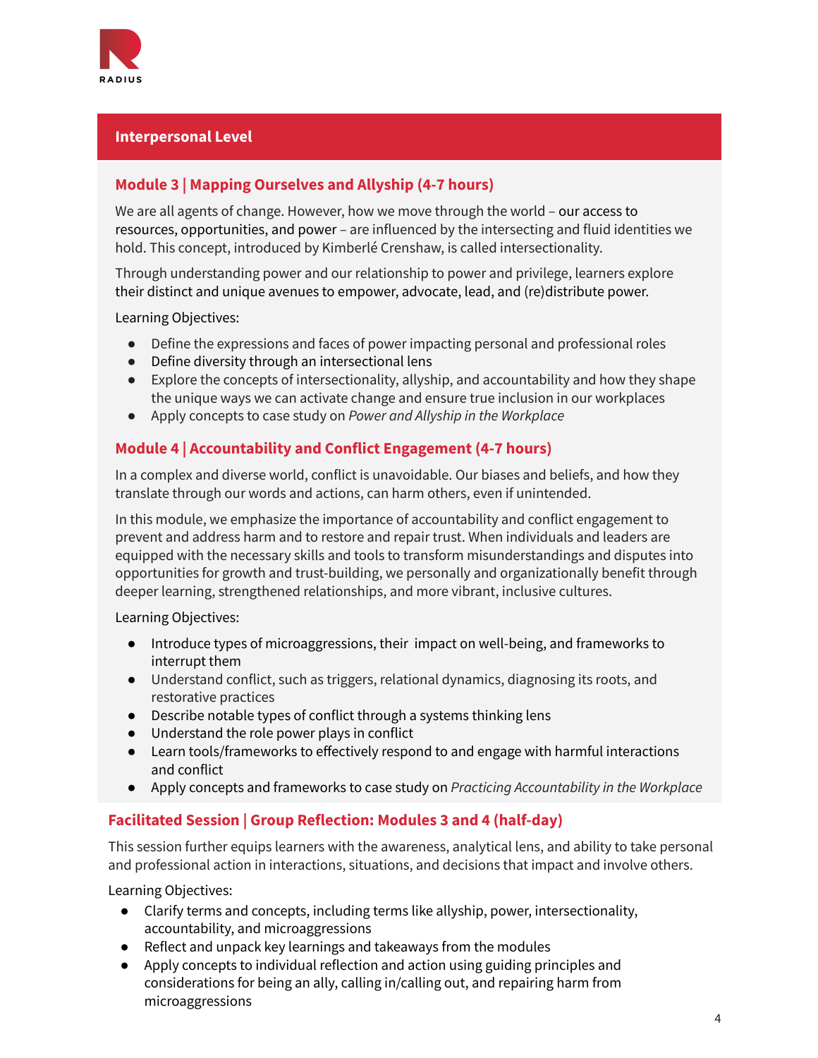## Interpersonal Level

### Module 3 | Mapping Ourselves and Allyship (4-7 hours)

We are all agents of change. However, how we move through the world – our access to resources, opportunities, and power – are influenced by the intersecting and fluid identities we hold. This concept, introduced by Kimberlé Crenshaw, is called intersectionality.

Through understanding power and our relationship to power and privilege, learners explore their distinct and unique avenues to empower, advocate, lead, and (re)distribute power.

Learning Objectives:

- Define the expressions and faces of power impacting personal and professional roles
- Define diversity through an intersectional lens
- Explore the concepts of intersectionality, allyship, and accountability and how they shape the unique ways we can activate change and ensure true inclusion in our workplaces
- Apply concepts to case study on *Power and Allyship in the Workplace*

### Module 4 | Accountability and Conflict Engagement (4-7 hours)

In a complex and diverse world, conflict is unavoidable. Our biases and beliefs, and how they translate through our words and actions, can harm others, even if unintended.

In this module, we emphasize the importance of accountability and conflict engagement to prevent and address harm and to restore and repair trust. When individuals and leaders are equipped with the necessary skills and tools to transform misunderstandings and disputes into opportunities for growth and trust-building, we personally and organizationally benefit through deeper learning, strengthened relationships, and more vibrant, inclusive cultures.

Learning Objectives:

- Introduce types of microaggressions, their impact on well-being, and frameworks to interrupt them
- Understand conflict, such as triggers, relational dynamics, diagnosing its roots, and restorative practices
- Describe notable types of conflict through a systems thinking lens
- Understand the role power plays in conflict
- Learn tools/frameworks to effectively respond to and engage with harmful interactions and conflict
- Apply concepts and frameworks to case study on *Practicing Accountability in the Workplace*

### Facilitated Session | Group Reflection: Modules 3 and 4 (half-day)

This session further equips learners with the awareness, analytical lens, and ability to take personal and professional action in interactions, situations, and decisions that impact and involve others.

Learning Objectives:

- Clarify terms and concepts, including terms like allyship, power, intersectionality, accountability, and microaggressions
- Reflect and unpack key learnings and takeaways from the modules
- Apply concepts to individual reflection and action using guiding principles and considerations for being an ally, calling in/calling out, and repairing harm from microaggressions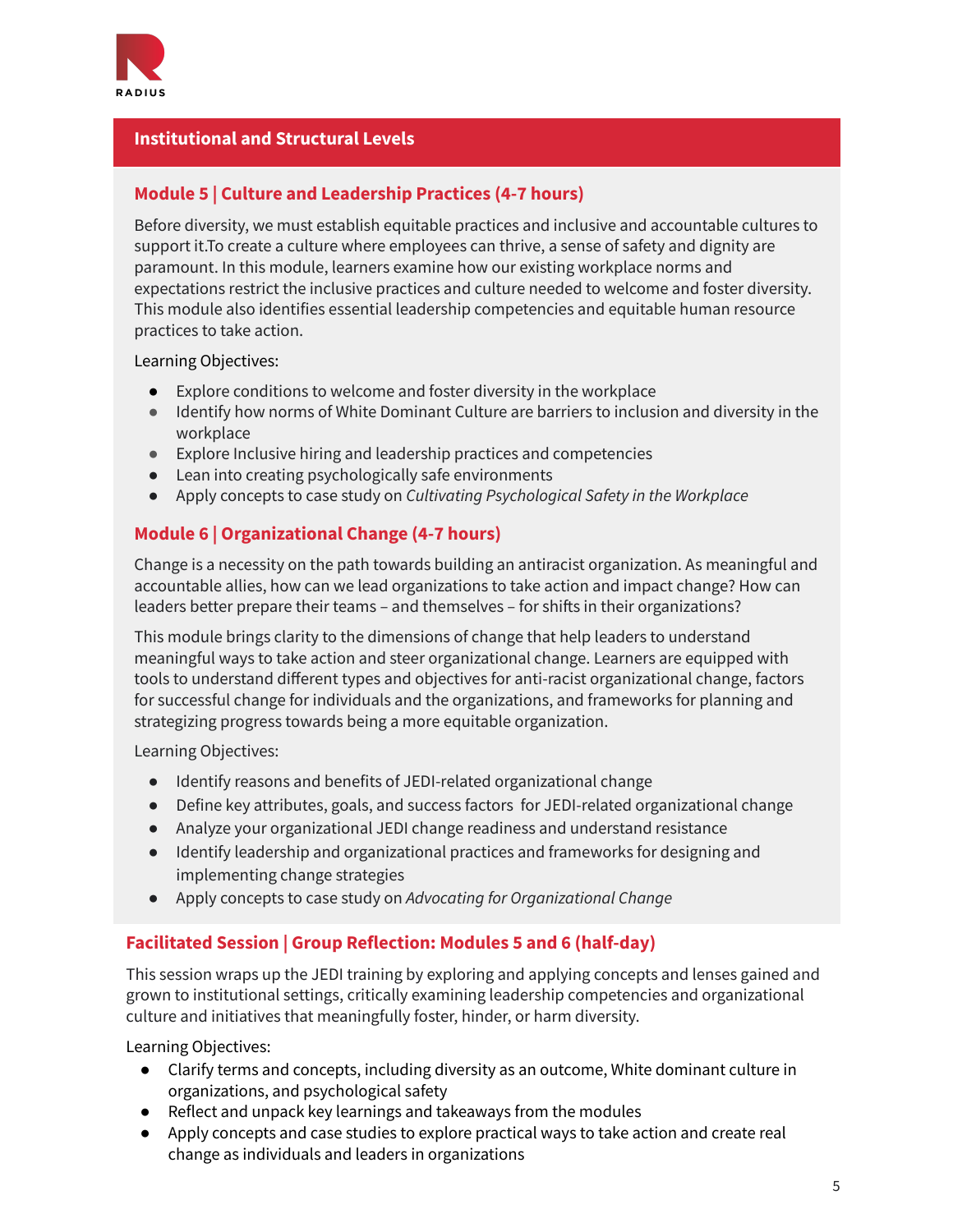## Institutional and Structural Levels

### Module 5 | Culture and Leadership Practices (4-7 hours)

Before diversity, we must establish equitable practices and inclusive and accountable cultures to support it.To create a culture where employees can thrive, a sense of safety and dignity are paramount. In this module, learners examine how our existing workplace norms and expectations restrict the inclusive practices and culture needed to welcome and foster diversity. This module also identifies essential leadership competencies and equitable human resource practices to take action.

Learning Objectives:

- Explore conditions to welcome and foster diversity in the workplace
- Identify how norms of White Dominant Culture are barriers to inclusion and diversity in the workplace
- Explore Inclusive hiring and leadership practices and competencies
- Lean into creating psychologically safe environments
- Apply concepts to case study on *Cultivating Psychological Safety in the Workplace*

### Module 6 | Organizational Change (4-7 hours)

Change is a necessity on the path towards building an antiracist organization. As meaningful and accountable allies, how can we lead organizations to take action and impact change? How can leaders better prepare their teams – and themselves – for shifts in their organizations?

This module brings clarity to the dimensions of change that help leaders to understand meaningful ways to take action and steer organizational change. Learners are equipped with tools to understand different types and objectives for anti-racist organizational change, factors for successful change for individuals and the organizations, and frameworks for planning and strategizing progress towards being a more equitable organization.

Learning Objectives:

- Identify reasons and benefits of JEDI-related organizational change
- Define key attributes, goals, and success factors for JEDI-related organizational change
- Analyze your organizational JEDI change readiness and understand resistance
- Identify leadership and organizational practices and frameworks for designing and implementing change strategies
- Apply concepts to case study on *Advocating for Organizational Change*

### Facilitated Session | Group Reflection: Modules 5 and 6 (half-day)

This session wraps up the JEDI training by exploring and applying concepts and lenses gained and grown to institutional settings, critically examining leadership competencies and organizational culture and initiatives that meaningfully foster, hinder, or harm diversity.

Learning Objectives:

- Clarify terms and concepts, including diversity as an outcome, White dominant culture in organizations, and psychological safety
- Reflect and unpack key learnings and takeaways from the modules
- Apply concepts and case studies to explore practical ways to take action and create real change as individuals and leaders in organizations